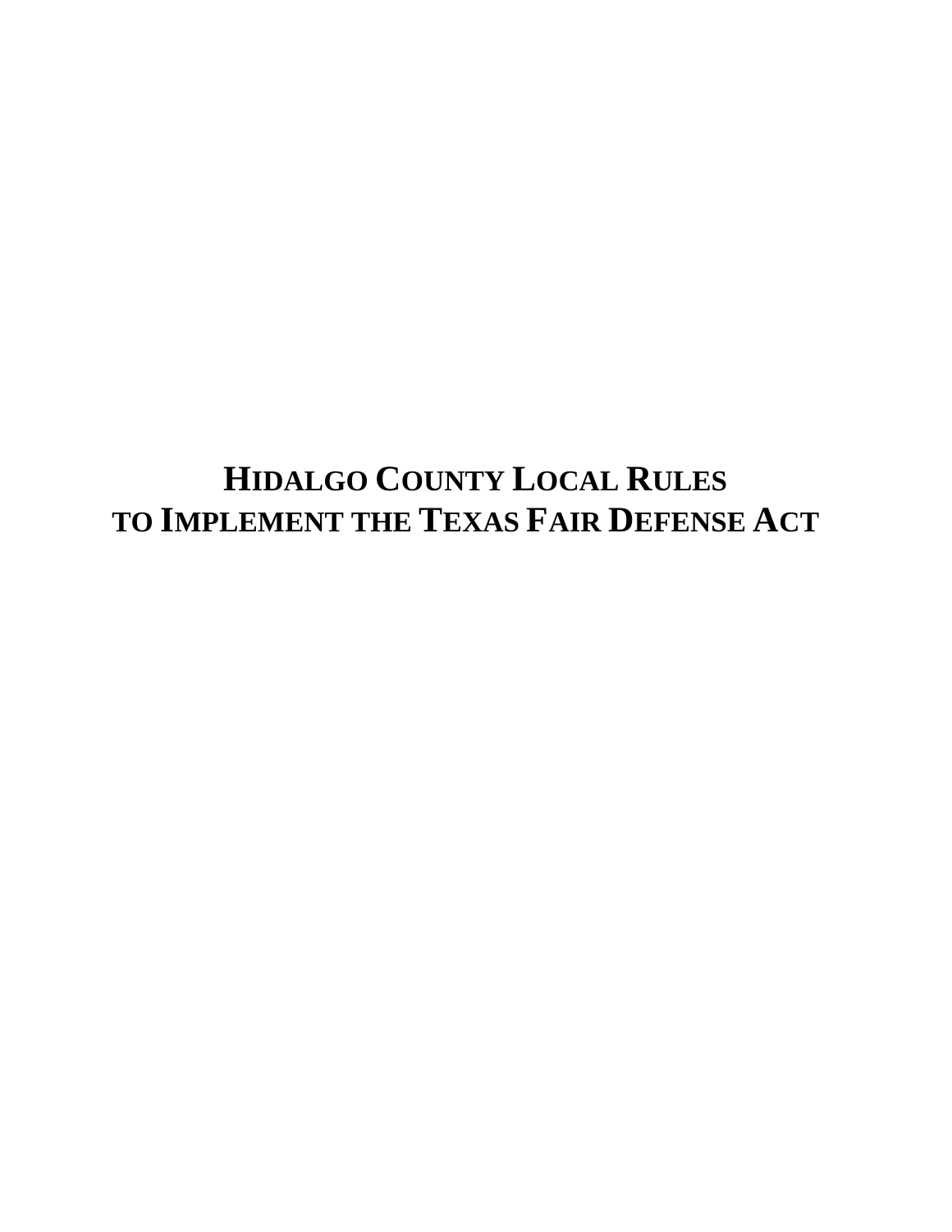# HIDALGO COUNTY LOCAL RULES TO IMPLEMENT THE TEXAS FAIR DEFENSE ACT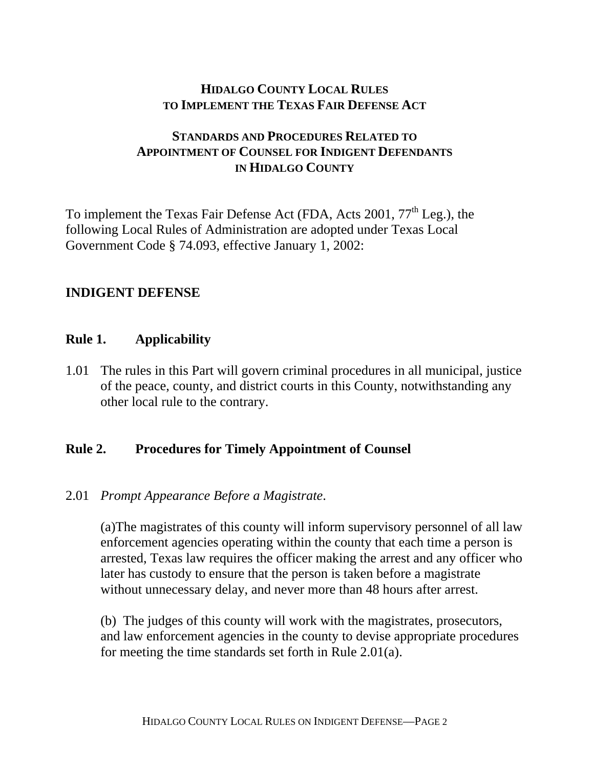# HIDALGO COUNTY LOCAL RULES TO IMPLEMENT THE TEXAS FAIR DEFENSE ACT

## STANDARDS AND PROCEDURES RELATED TO APPOINTMENT OF COUNSEL FOR INDIGENT DEFENDANTS IN HIDALGO COUNTY

To implement the Texas Fair Defense Act (FDA, Acts 2001, 77th Leg.), the following Local Rules of Administration are adopted under Texas Local Government Code § 74.093, effective January 1, 2002:

## INDIGENT DEFENSE

### Rule 1. Applicability

1.01 The rules in this Part will govern criminal procedures in all municipal, justice of the peace, county, and district courts in this County, notwithstanding any other local rule to the contrary.

### Rule 2. Procedures for Timely Appointment of Counsel

2.01 *Prompt Appearance Before a Magistrate*.

(a)The magistrates of this county will inform supervisory personnel of all law enforcement agencies operating within the county that each time a person is arrested, Texas law requires the officer making the arrest and any officer who later has custody to ensure that the person is taken before a magistrate without unnecessary delay, and never more than 48 hours after arrest.

(b) The judges of this county will work with the magistrates, prosecutors, and law enforcement agencies in the county to devise appropriate procedures for meeting the time standards set forth in Rule 2.01(a).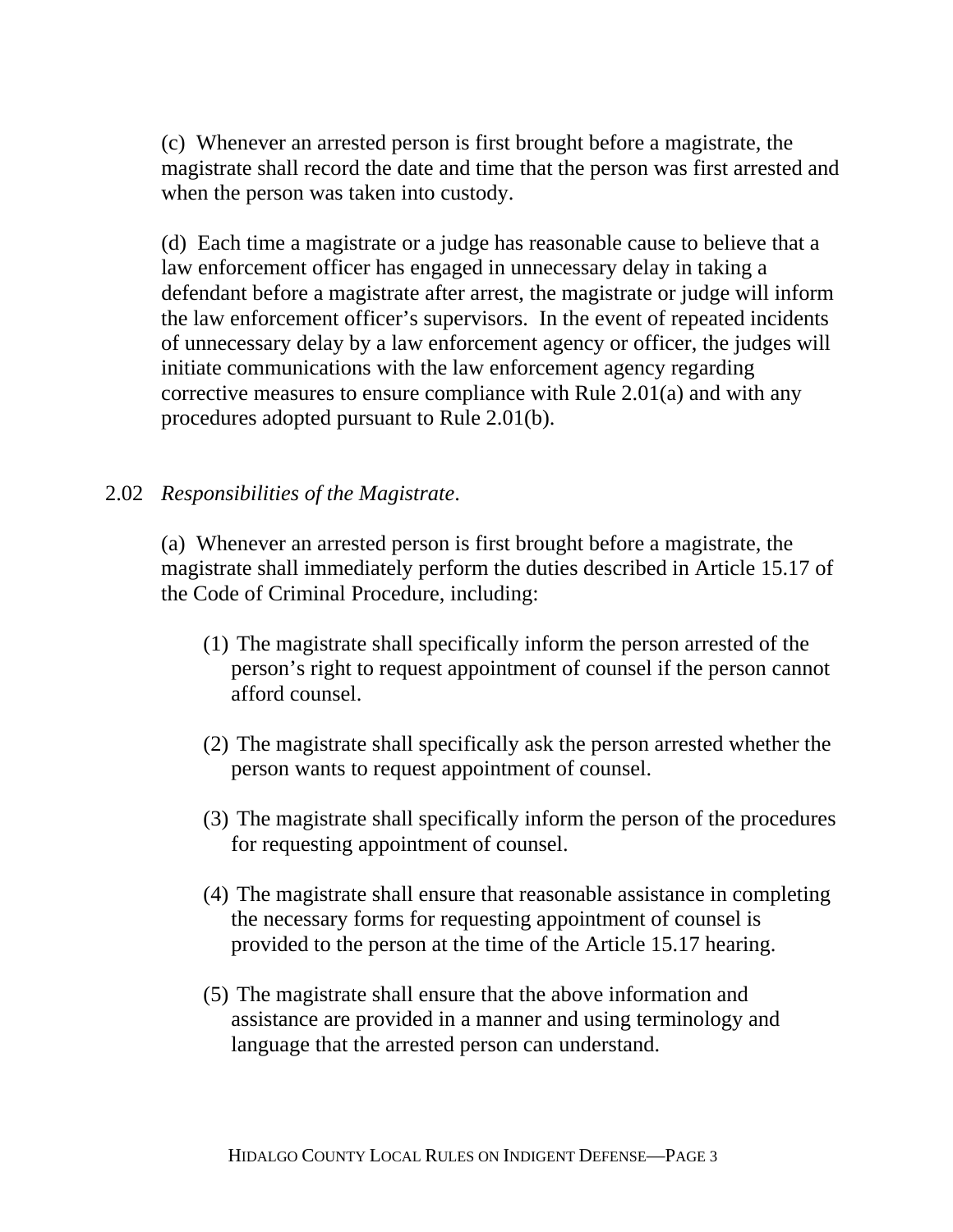(c) Whenever an arrested person is first brought before a magistrate, the magistrate shall record the date and time that the person was first arrested and when the person was taken into custody.

(d) Each time a magistrate or a judge has reasonable cause to believe that a law enforcement officer has engaged in unnecessary delay in taking a defendant before a magistrate after arrest, the magistrate or judge will inform the law enforcement officer's supervisors. In the event of repeated incidents of unnecessary delay by a law enforcement agency or officer, the judges will initiate communications with the law enforcement agency regarding corrective measures to ensure compliance with Rule 2.01(a) and with any procedures adopted pursuant to Rule 2.01(b).

2.02 *Responsibilities of the Magistrate*.

(a) Whenever an arrested person is first brought before a magistrate, the magistrate shall immediately perform the duties described in Article 15.17 of the Code of Criminal Procedure, including:

(1) The magistrate shall specifically inform the person arrested of the person's right to request appointment of counsel if the person cannot afford counsel.

(2) The magistrate shall specifically ask the person arrested whether the person wants to request appointment of counsel.

(3) The magistrate shall specifically inform the person of the procedures for requesting appointment of counsel.

(4) The magistrate shall ensure that reasonable assistance in completing the necessary forms for requesting appointment of counsel is provided to the person at the time of the Article 15.17 hearing.

(5) The magistrate shall ensure that the above information and assistance are provided in a manner and using terminology and language that the arrested person can understand.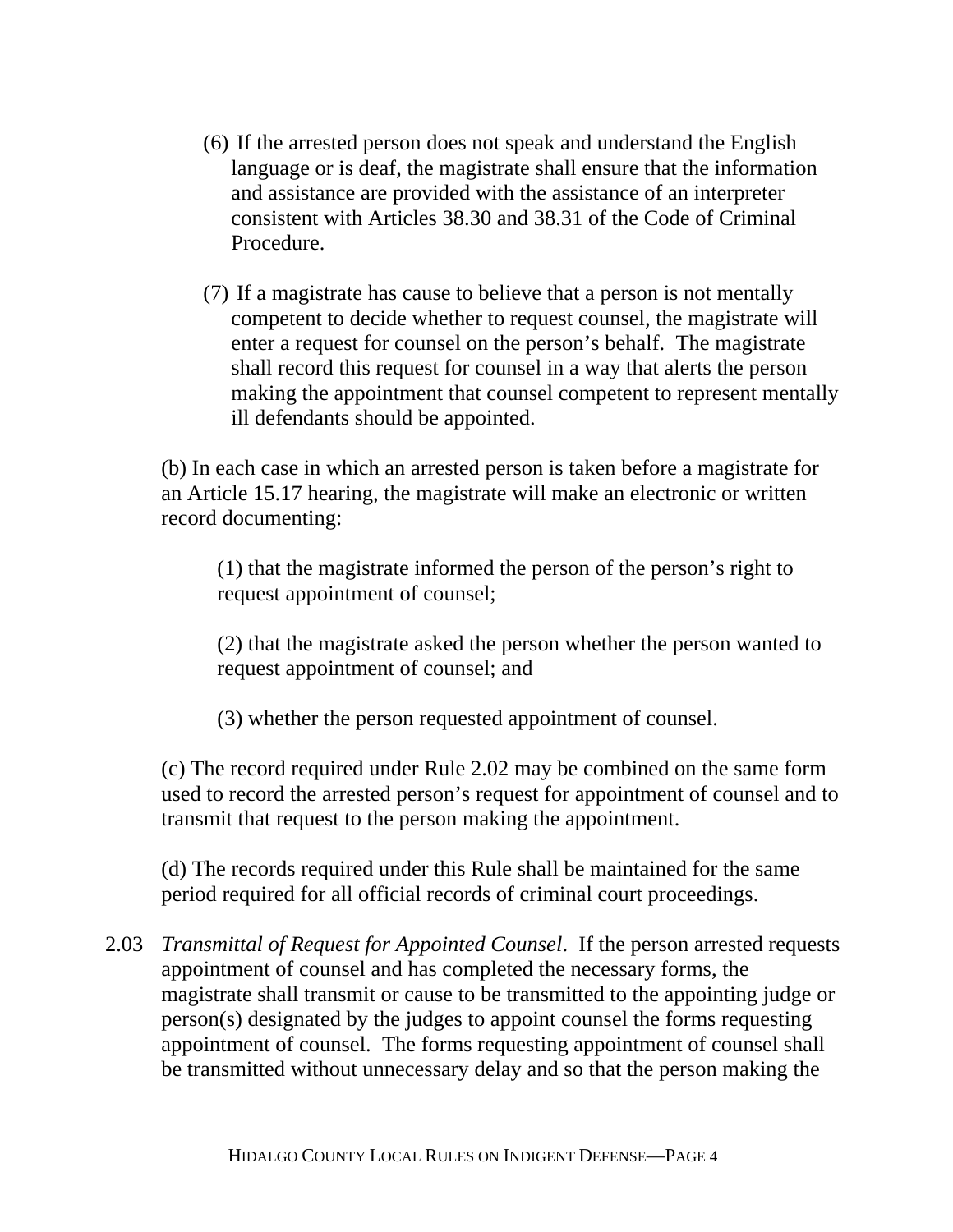(6) If the arrested person does not speak and understand the English language or is deaf, the magistrate shall ensure that the information and assistance are provided with the assistance of an interpreter consistent with Articles 38.30 and 38.31 of the Code of Criminal Procedure.

(7) If a magistrate has cause to believe that a person is not mentally competent to decide whether to request counsel, the magistrate will enter a request for counsel on the person's behalf. The magistrate shall record this request for counsel in a way that alerts the person making the appointment that counsel competent to represent mentally ill defendants should be appointed.

(b) In each case in which an arrested person is taken before a magistrate for an Article 15.17 hearing, the magistrate will make an electronic or written record documenting:

(1) that the magistrate informed the person of the person's right to request appointment of counsel;

(2) that the magistrate asked the person whether the person wanted to request appointment of counsel; and

(3) whether the person requested appointment of counsel.

(c) The record required under Rule 2.02 may be combined on the same form used to record the arrested person's request for appointment of counsel and to transmit that request to the person making the appointment.

(d) The records required under this Rule shall be maintained for the same period required for all official records of criminal court proceedings.

2.03 *Transmittal of Request for Appointed Counsel*. If the person arrested requests appointment of counsel and has completed the necessary forms, the magistrate shall transmit or cause to be transmitted to the appointing judge or person(s) designated by the judges to appoint counsel the forms requesting appointment of counsel. The forms requesting appointment of counsel shall be transmitted without unnecessary delay and so that the person making the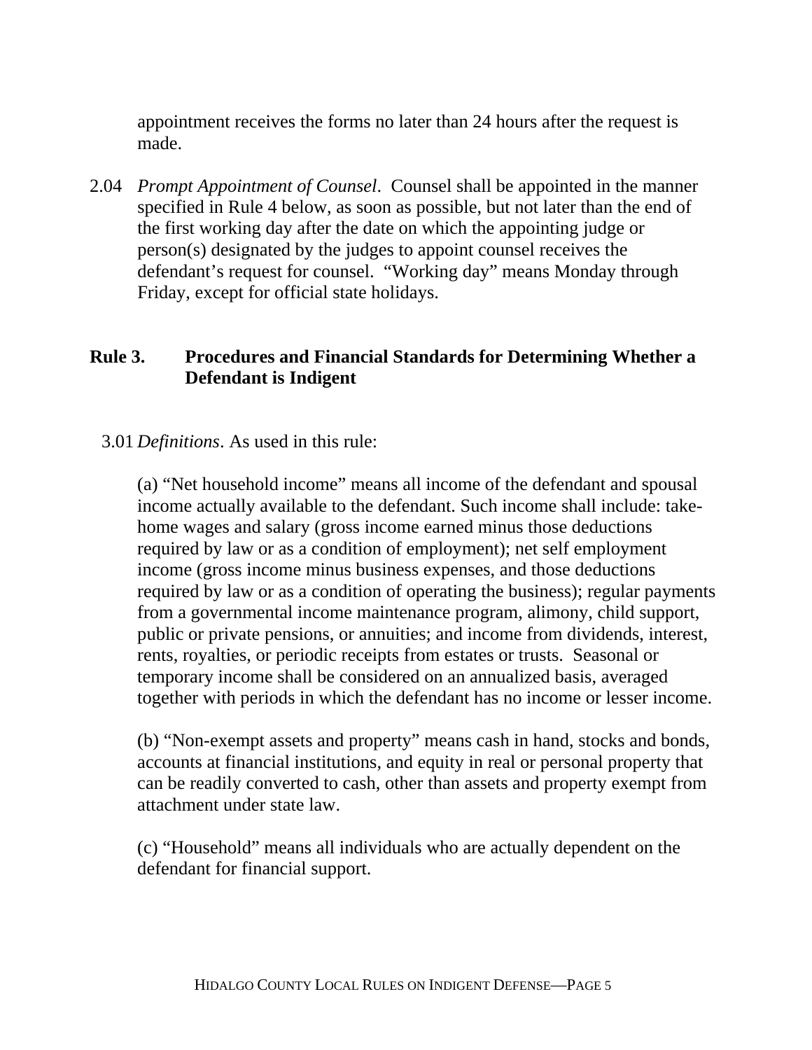appointment receives the forms no later than 24 hours after the request is made.

2.04 *Prompt Appointment of Counsel*. Counsel shall be appointed in the manner specified in Rule 4 below, as soon as possible, but not later than the end of the first working day after the date on which the appointing judge or person(s) designated by the judges to appoint counsel receives the defendant's request for counsel. "Working day" means Monday through Friday, except for official state holidays.

## Rule 3. Procedures and Financial Standards for Determining Whether a Defendant is Indigent

3.01 *Definitions*. As used in this rule:

(a) "Net household income" means all income of the defendant and spousal income actually available to the defendant. Such income shall include: take-home wages and salary (gross income earned minus those deductions required by law or as a condition of employment); net self employment income (gross income minus business expenses, and those deductions required by law or as a condition of operating the business); regular payments from a governmental income maintenance program, alimony, child support, public or private pensions, or annuities; and income from dividends, interest, rents, royalties, or periodic receipts from estates or trusts. Seasonal or temporary income shall be considered on an annualized basis, averaged together with periods in which the defendant has no income or lesser income.

(b) "Non-exempt assets and property" means cash in hand, stocks and bonds, accounts at financial institutions, and equity in real or personal property that can be readily converted to cash, other than assets and property exempt from attachment under state law.

(c) "Household" means all individuals who are actually dependent on the defendant for financial support.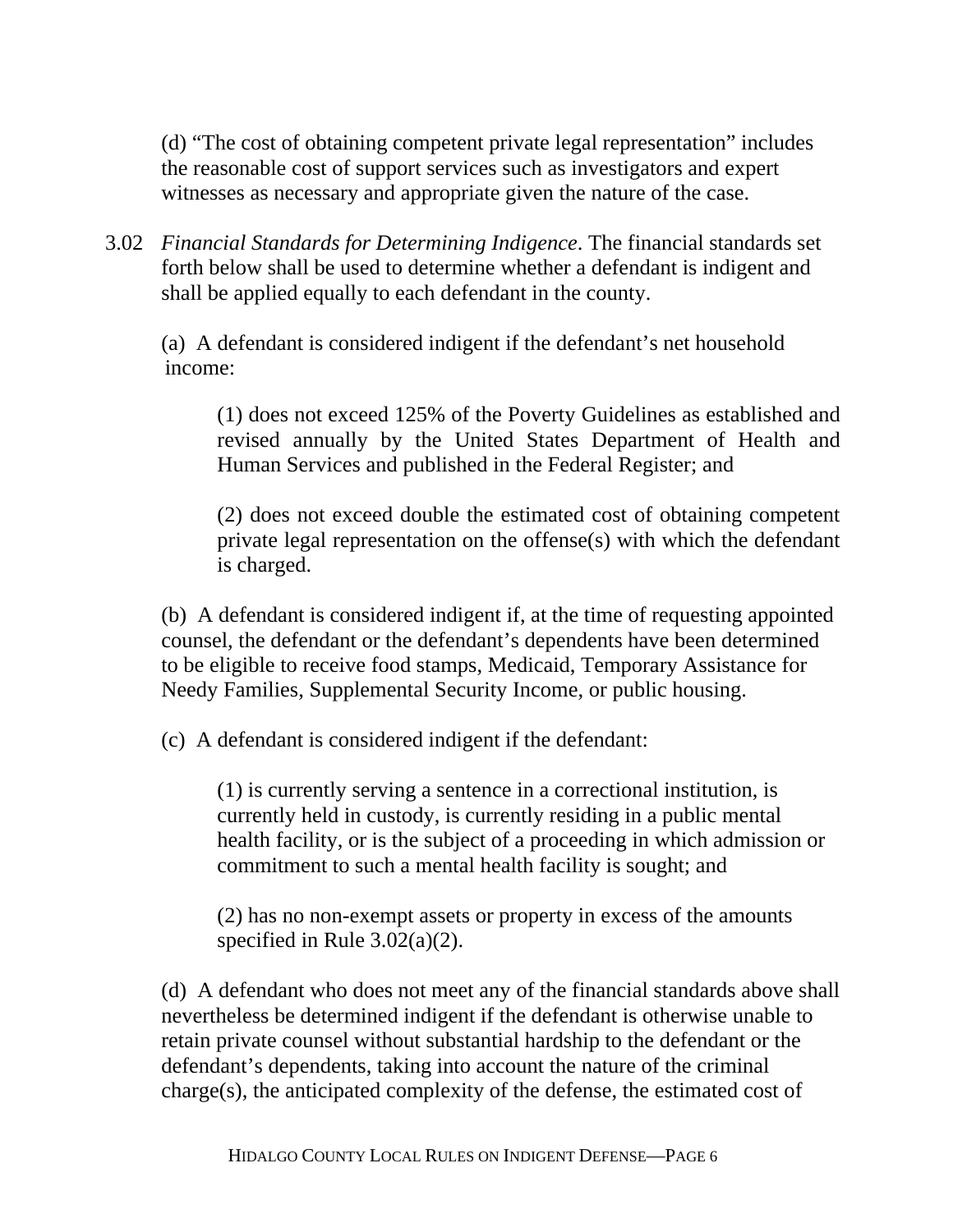(d) "The cost of obtaining competent private legal representation" includes the reasonable cost of support services such as investigators and expert witnesses as necessary and appropriate given the nature of the case.

3.02 *Financial Standards for Determining Indigence*. The financial standards set forth below shall be used to determine whether a defendant is indigent and shall be applied equally to each defendant in the county.

(a) A defendant is considered indigent if the defendant's net household income:

(1) does not exceed 125% of the Poverty Guidelines as established and revised annually by the United States Department of Health and Human Services and published in the Federal Register; and

(2) does not exceed double the estimated cost of obtaining competent private legal representation on the offense(s) with which the defendant is charged.

(b) A defendant is considered indigent if, at the time of requesting appointed counsel, the defendant or the defendant's dependents have been determined to be eligible to receive food stamps, Medicaid, Temporary Assistance for Needy Families, Supplemental Security Income, or public housing.

(c) A defendant is considered indigent if the defendant:

(1) is currently serving a sentence in a correctional institution, is currently held in custody, is currently residing in a public mental health facility, or is the subject of a proceeding in which admission or commitment to such a mental health facility is sought; and

(2) has no non-exempt assets or property in excess of the amounts specified in Rule 3.02(a)(2).

(d) A defendant who does not meet any of the financial standards above shall nevertheless be determined indigent if the defendant is otherwise unable to retain private counsel without substantial hardship to the defendant or the defendant's dependents, taking into account the nature of the criminal charge(s), the anticipated complexity of the defense, the estimated cost of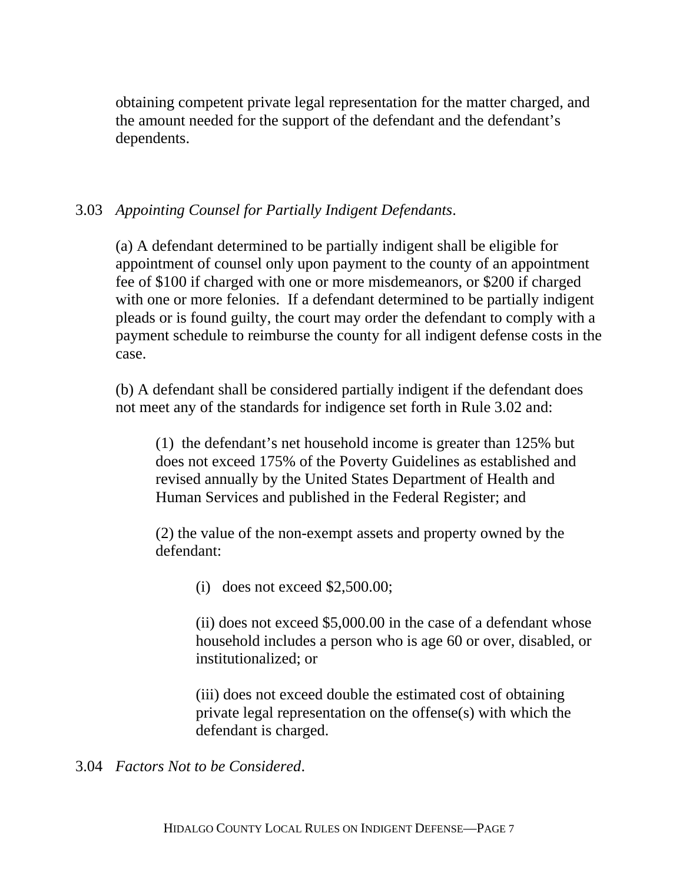obtaining competent private legal representation for the matter charged, and the amount needed for the support of the defendant and the defendant's dependents.

3.03 *Appointing Counsel for Partially Indigent Defendants*.

(a) A defendant determined to be partially indigent shall be eligible for appointment of counsel only upon payment to the county of an appointment fee of $100 if charged with one or more misdemeanors, or $200 if charged with one or more felonies. If a defendant determined to be partially indigent pleads or is found guilty, the court may order the defendant to comply with a payment schedule to reimburse the county for all indigent defense costs in the case.

(b) A defendant shall be considered partially indigent if the defendant does not meet any of the standards for indigence set forth in Rule 3.02 and:

(1) the defendant's net household income is greater than 125% but does not exceed 175% of the Poverty Guidelines as established and revised annually by the United States Department of Health and Human Services and published in the Federal Register; and

(2) the value of the non-exempt assets and property owned by the defendant:

(i) does not exceed $2,500.00;

(ii) does not exceed $5,000.00 in the case of a defendant whose household includes a person who is age 60 or over, disabled, or institutionalized; or

(iii) does not exceed double the estimated cost of obtaining private legal representation on the offense(s) with which the defendant is charged.

3.04 *Factors Not to be Considered*.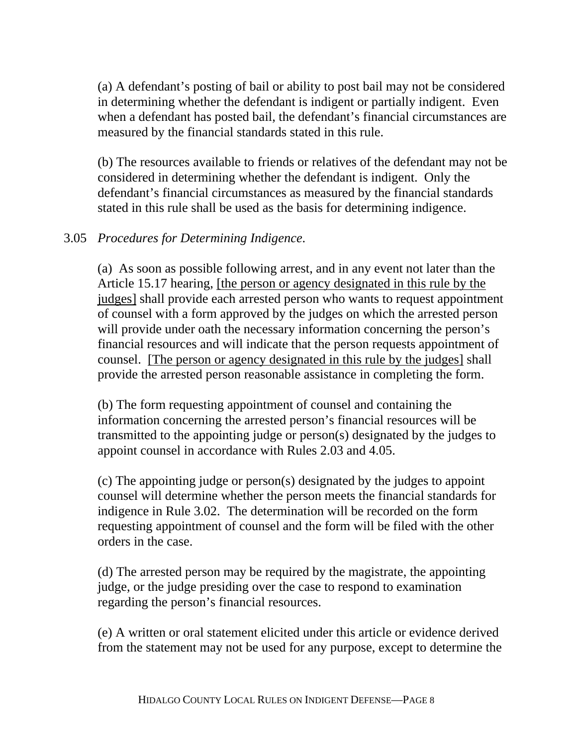(a) A defendant's posting of bail or ability to post bail may not be considered in determining whether the defendant is indigent or partially indigent. Even when a defendant has posted bail, the defendant's financial circumstances are measured by the financial standards stated in this rule.

(b) The resources available to friends or relatives of the defendant may not be considered in determining whether the defendant is indigent. Only the defendant's financial circumstances as measured by the financial standards stated in this rule shall be used as the basis for determining indigence.

3.05 *Procedures for Determining Indigence.*

(a) As soon as possible following arrest, and in any event not later than the Article 15.17 hearing, [the person or agency designated in this rule by the judges] shall provide each arrested person who wants to request appointment of counsel with a form approved by the judges on which the arrested person will provide under oath the necessary information concerning the person's financial resources and will indicate that the person requests appointment of counsel. [The person or agency designated in this rule by the judges] shall provide the arrested person reasonable assistance in completing the form.

(b) The form requesting appointment of counsel and containing the information concerning the arrested person's financial resources will be transmitted to the appointing judge or person(s) designated by the judges to appoint counsel in accordance with Rules 2.03 and 4.05.

(c) The appointing judge or person(s) designated by the judges to appoint counsel will determine whether the person meets the financial standards for indigence in Rule 3.02. The determination will be recorded on the form requesting appointment of counsel and the form will be filed with the other orders in the case.

(d) The arrested person may be required by the magistrate, the appointing judge, or the judge presiding over the case to respond to examination regarding the person's financial resources.

(e) A written or oral statement elicited under this article or evidence derived from the statement may not be used for any purpose, except to determine the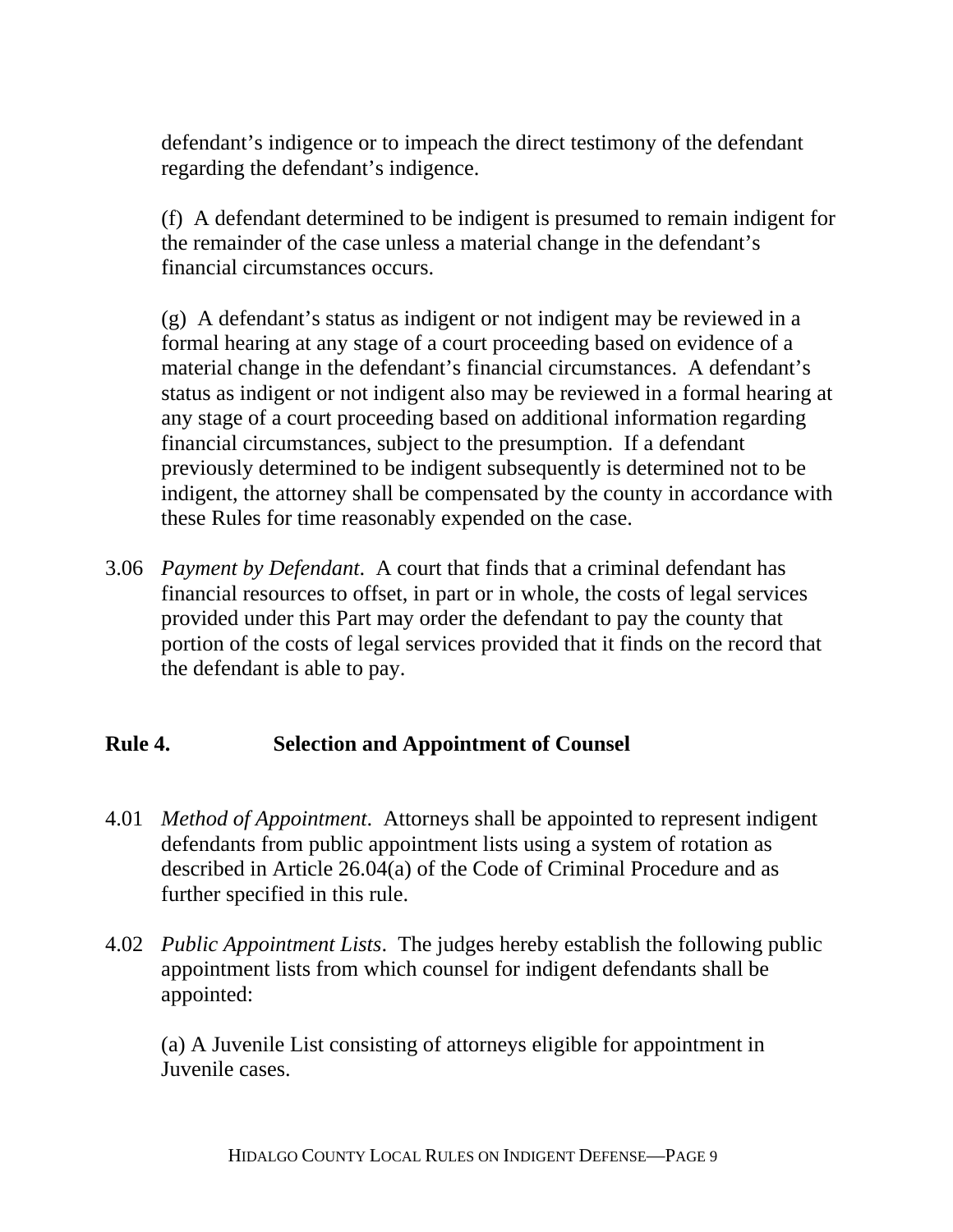defendant's indigence or to impeach the direct testimony of the defendant regarding the defendant's indigence.

(f) A defendant determined to be indigent is presumed to remain indigent for the remainder of the case unless a material change in the defendant's financial circumstances occurs.

(g) A defendant's status as indigent or not indigent may be reviewed in a formal hearing at any stage of a court proceeding based on evidence of a material change in the defendant's financial circumstances. A defendant's status as indigent or not indigent also may be reviewed in a formal hearing at any stage of a court proceeding based on additional information regarding financial circumstances, subject to the presumption. If a defendant previously determined to be indigent subsequently is determined not to be indigent, the attorney shall be compensated by the county in accordance with these Rules for time reasonably expended on the case.

3.06 *Payment by Defendant*. A court that finds that a criminal defendant has financial resources to offset, in part or in whole, the costs of legal services provided under this Part may order the defendant to pay the county that portion of the costs of legal services provided that it finds on the record that the defendant is able to pay.

## Rule 4. Selection and Appointment of Counsel

4.01 *Method of Appointment*. Attorneys shall be appointed to represent indigent defendants from public appointment lists using a system of rotation as described in Article 26.04(a) of the Code of Criminal Procedure and as further specified in this rule.

4.02 *Public Appointment Lists*. The judges hereby establish the following public appointment lists from which counsel for indigent defendants shall be appointed:

(a) A Juvenile List consisting of attorneys eligible for appointment in Juvenile cases.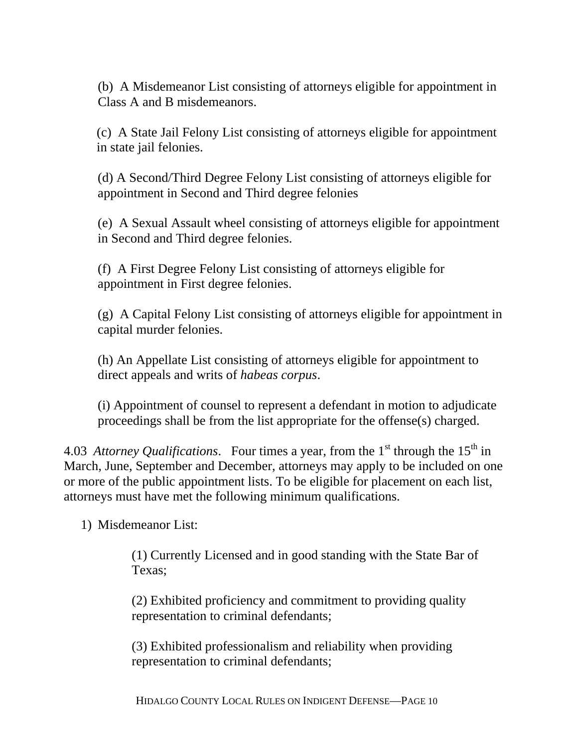(b) A Misdemeanor List consisting of attorneys eligible for appointment in Class A and B misdemeanors.

(c) A State Jail Felony List consisting of attorneys eligible for appointment in state jail felonies.

(d) A Second/Third Degree Felony List consisting of attorneys eligible for appointment in Second and Third degree felonies

(e) A Sexual Assault wheel consisting of attorneys eligible for appointment in Second and Third degree felonies.

(f) A First Degree Felony List consisting of attorneys eligible for appointment in First degree felonies.

(g) A Capital Felony List consisting of attorneys eligible for appointment in capital murder felonies.

(h) An Appellate List consisting of attorneys eligible for appointment to direct appeals and writs of *habeas corpus*.

(i) Appointment of counsel to represent a defendant in motion to adjudicate proceedings shall be from the list appropriate for the offense(s) charged.

4.03 *Attorney Qualifications*. Four times a year, from the 1st through the 15th in March, June, September and December, attorneys may apply to be included on one or more of the public appointment lists. To be eligible for placement on each list, attorneys must have met the following minimum qualifications.

1) Misdemeanor List:

> (1) Currently Licensed and in good standing with the State Bar of Texas;
>
> (2) Exhibited proficiency and commitment to providing quality representation to criminal defendants;
>
> (3) Exhibited professionalism and reliability when providing representation to criminal defendants;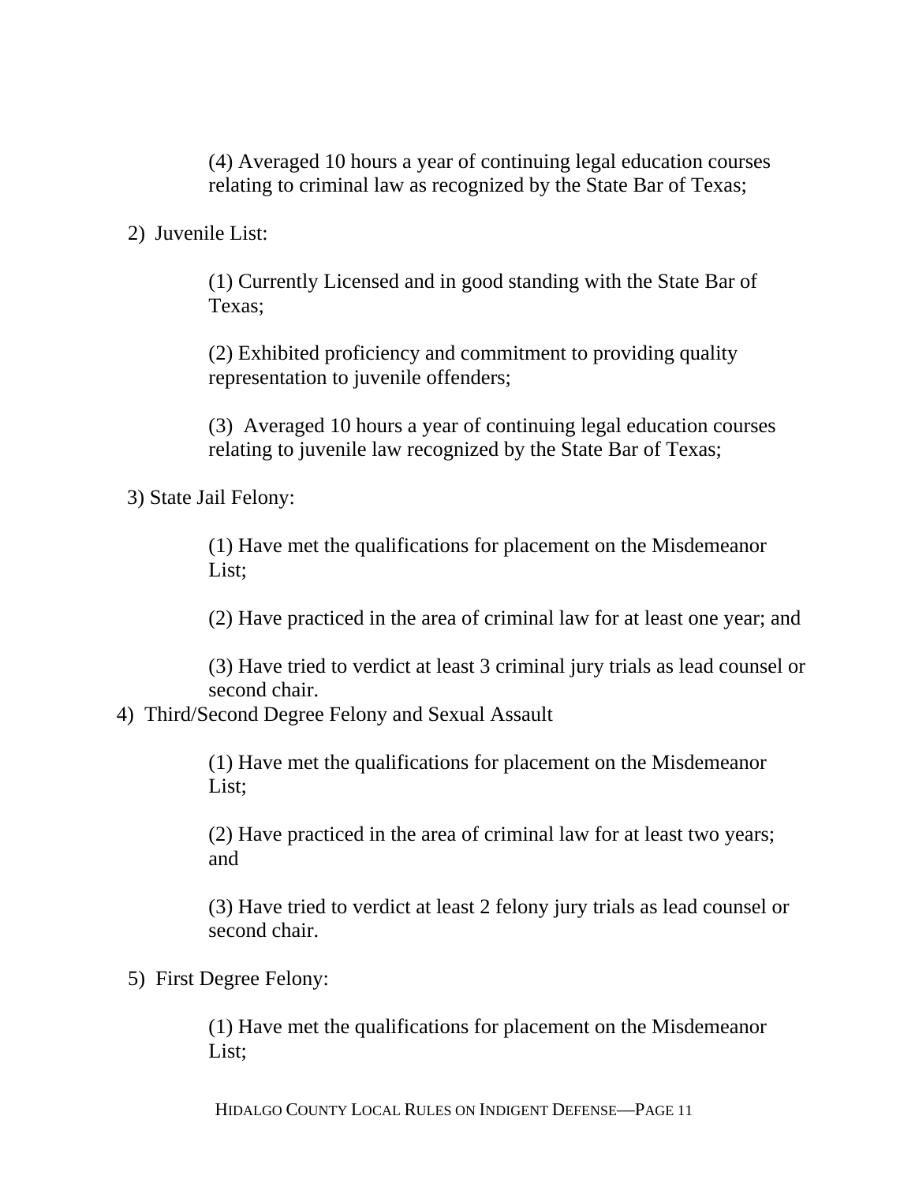(4) Averaged 10 hours a year of continuing legal education courses relating to criminal law as recognized by the State Bar of Texas;

2) Juvenile List:

(1) Currently Licensed and in good standing with the State Bar of Texas;

(2) Exhibited proficiency and commitment to providing quality representation to juvenile offenders;

(3) Averaged 10 hours a year of continuing legal education courses relating to juvenile law recognized by the State Bar of Texas;

3) State Jail Felony:

(1) Have met the qualifications for placement on the Misdemeanor List;

(2) Have practiced in the area of criminal law for at least one year; and

(3) Have tried to verdict at least 3 criminal jury trials as lead counsel or second chair.

4) Third/Second Degree Felony and Sexual Assault

(1) Have met the qualifications for placement on the Misdemeanor List;

(2) Have practiced in the area of criminal law for at least two years; and

(3) Have tried to verdict at least 2 felony jury trials as lead counsel or second chair.

5) First Degree Felony:

(1) Have met the qualifications for placement on the Misdemeanor List;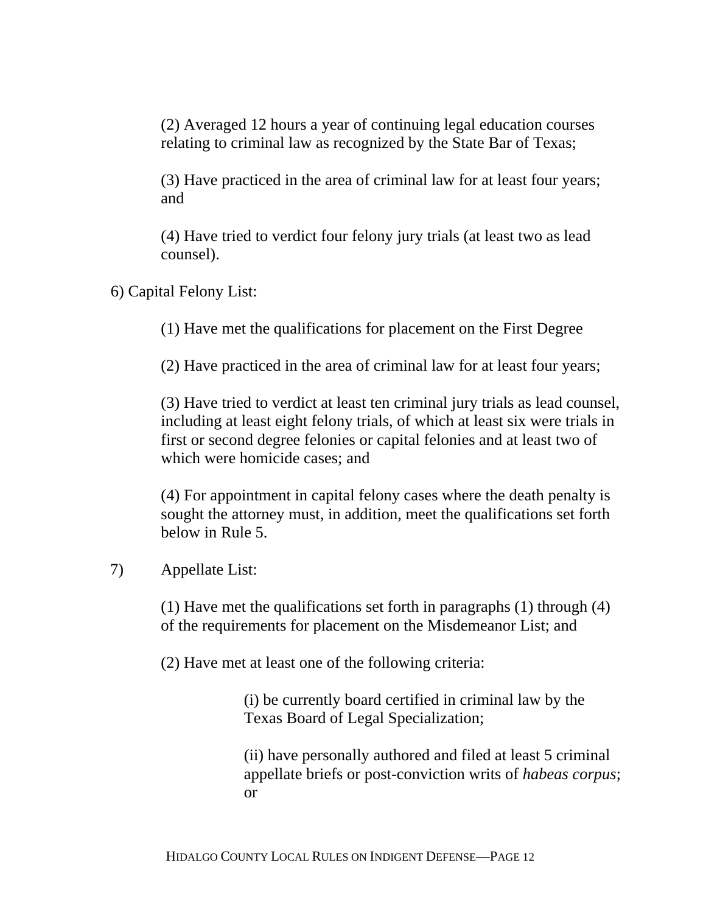(2) Averaged 12 hours a year of continuing legal education courses relating to criminal law as recognized by the State Bar of Texas;

(3) Have practiced in the area of criminal law for at least four years; and

(4) Have tried to verdict four felony jury trials (at least two as lead counsel).

6) Capital Felony List:

(1) Have met the qualifications for placement on the First Degree

(2) Have practiced in the area of criminal law for at least four years;

(3) Have tried to verdict at least ten criminal jury trials as lead counsel, including at least eight felony trials, of which at least six were trials in first or second degree felonies or capital felonies and at least two of which were homicide cases; and

(4) For appointment in capital felony cases where the death penalty is sought the attorney must, in addition, meet the qualifications set forth below in Rule 5.

7) Appellate List:

(1) Have met the qualifications set forth in paragraphs (1) through (4) of the requirements for placement on the Misdemeanor List; and

(2) Have met at least one of the following criteria:

(i) be currently board certified in criminal law by the Texas Board of Legal Specialization;

(ii) have personally authored and filed at least 5 criminal appellate briefs or post-conviction writs of *habeas corpus*; or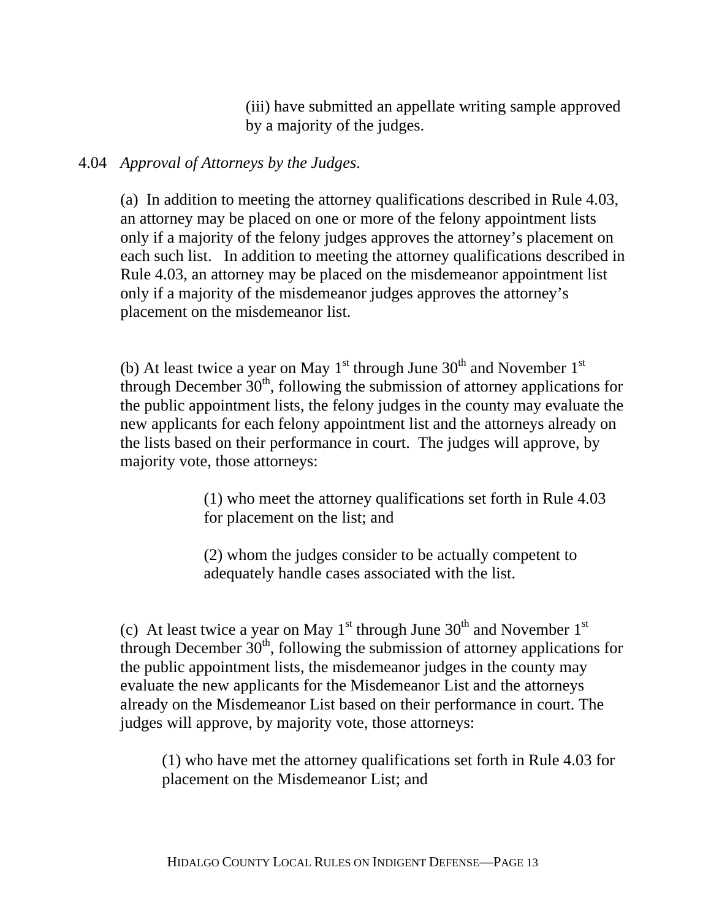(iii) have submitted an appellate writing sample approved by a majority of the judges.

4.04 *Approval of Attorneys by the Judges*.

(a) In addition to meeting the attorney qualifications described in Rule 4.03, an attorney may be placed on one or more of the felony appointment lists only if a majority of the felony judges approves the attorney's placement on each such list. In addition to meeting the attorney qualifications described in Rule 4.03, an attorney may be placed on the misdemeanor appointment list only if a majority of the misdemeanor judges approves the attorney's placement on the misdemeanor list.

(b) At least twice a year on May 1st through June 30th and November 1st through December 30th, following the submission of attorney applications for the public appointment lists, the felony judges in the county may evaluate the new applicants for each felony appointment list and the attorneys already on the lists based on their performance in court. The judges will approve, by majority vote, those attorneys:

(1) who meet the attorney qualifications set forth in Rule 4.03 for placement on the list; and

(2) whom the judges consider to be actually competent to adequately handle cases associated with the list.

(c) At least twice a year on May 1st through June 30th and November 1st through December 30th, following the submission of attorney applications for the public appointment lists, the misdemeanor judges in the county may evaluate the new applicants for the Misdemeanor List and the attorneys already on the Misdemeanor List based on their performance in court. The judges will approve, by majority vote, those attorneys:

(1) who have met the attorney qualifications set forth in Rule 4.03 for placement on the Misdemeanor List; and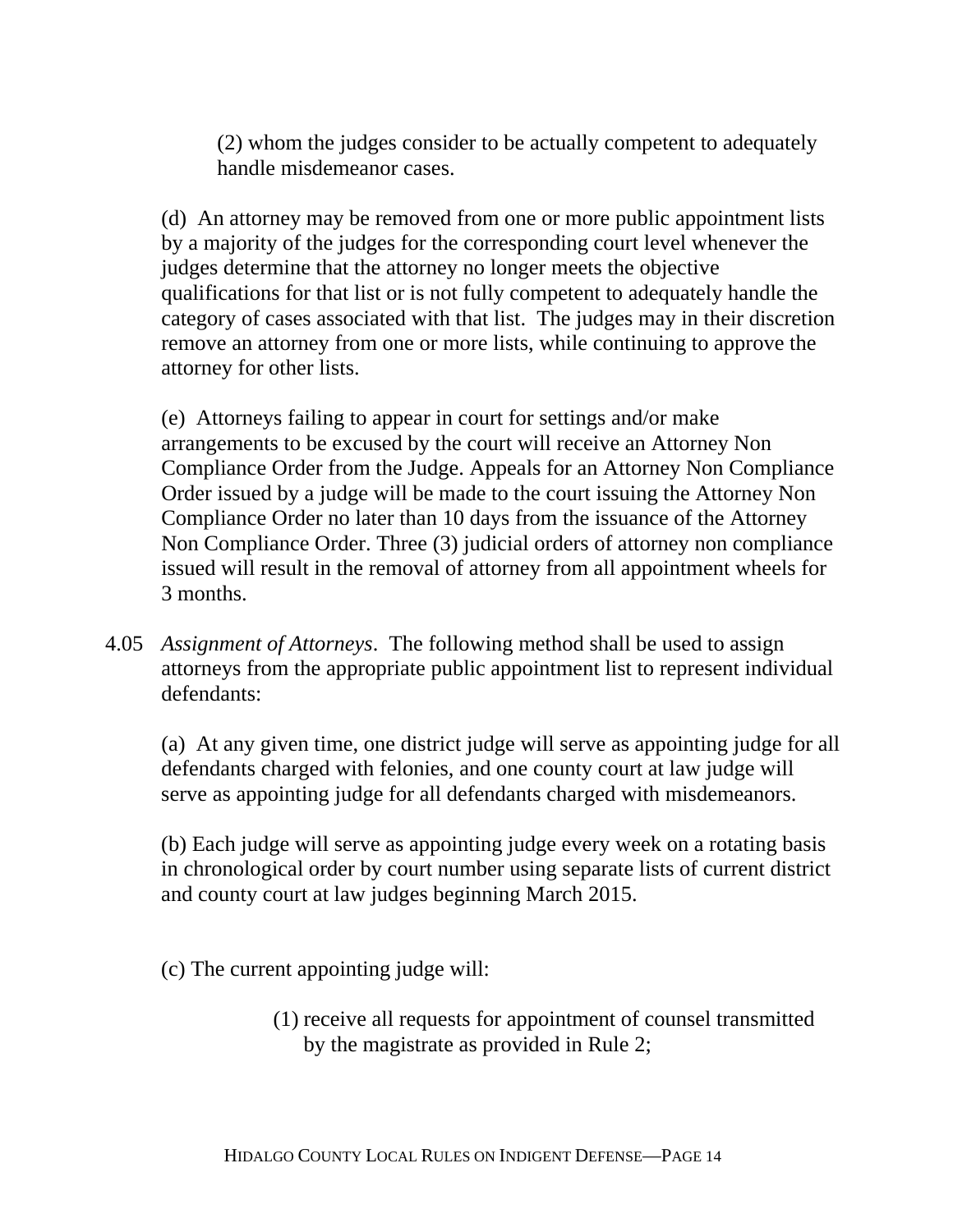(2) whom the judges consider to be actually competent to adequately handle misdemeanor cases.

(d) An attorney may be removed from one or more public appointment lists by a majority of the judges for the corresponding court level whenever the judges determine that the attorney no longer meets the objective qualifications for that list or is not fully competent to adequately handle the category of cases associated with that list. The judges may in their discretion remove an attorney from one or more lists, while continuing to approve the attorney for other lists.

(e) Attorneys failing to appear in court for settings and/or make arrangements to be excused by the court will receive an Attorney Non Compliance Order from the Judge. Appeals for an Attorney Non Compliance Order issued by a judge will be made to the court issuing the Attorney Non Compliance Order no later than 10 days from the issuance of the Attorney Non Compliance Order. Three (3) judicial orders of attorney non compliance issued will result in the removal of attorney from all appointment wheels for 3 months.

4.05 *Assignment of Attorneys*. The following method shall be used to assign attorneys from the appropriate public appointment list to represent individual defendants:

(a) At any given time, one district judge will serve as appointing judge for all defendants charged with felonies, and one county court at law judge will serve as appointing judge for all defendants charged with misdemeanors.

(b) Each judge will serve as appointing judge every week on a rotating basis in chronological order by court number using separate lists of current district and county court at law judges beginning March 2015.

(c) The current appointing judge will:

(1) receive all requests for appointment of counsel transmitted by the magistrate as provided in Rule 2;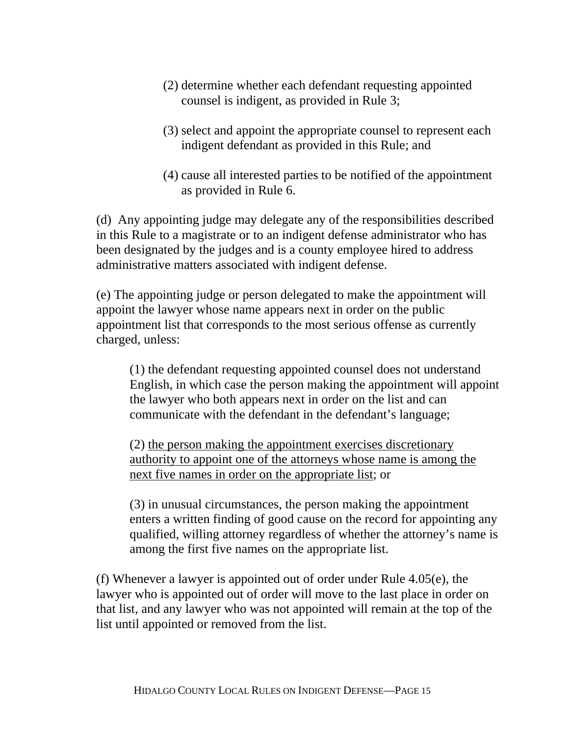(2) determine whether each defendant requesting appointed counsel is indigent, as provided in Rule 3;

(3) select and appoint the appropriate counsel to represent each indigent defendant as provided in this Rule; and

(4) cause all interested parties to be notified of the appointment as provided in Rule 6.

(d) Any appointing judge may delegate any of the responsibilities described in this Rule to a magistrate or to an indigent defense administrator who has been designated by the judges and is a county employee hired to address administrative matters associated with indigent defense.

(e) The appointing judge or person delegated to make the appointment will appoint the lawyer whose name appears next in order on the public appointment list that corresponds to the most serious offense as currently charged, unless:

> (1) the defendant requesting appointed counsel does not understand English, in which case the person making the appointment will appoint the lawyer who both appears next in order on the list and can communicate with the defendant in the defendant's language;
>
> (2) <u>the person making the appointment exercises discretionary authority to appoint one of the attorneys whose name is among the next five names in order on the appropriate list</u>; or
>
> (3) in unusual circumstances, the person making the appointment enters a written finding of good cause on the record for appointing any qualified, willing attorney regardless of whether the attorney's name is among the first five names on the appropriate list.

(f) Whenever a lawyer is appointed out of order under Rule 4.05(e), the lawyer who is appointed out of order will move to the last place in order on that list, and any lawyer who was not appointed will remain at the top of the list until appointed or removed from the list.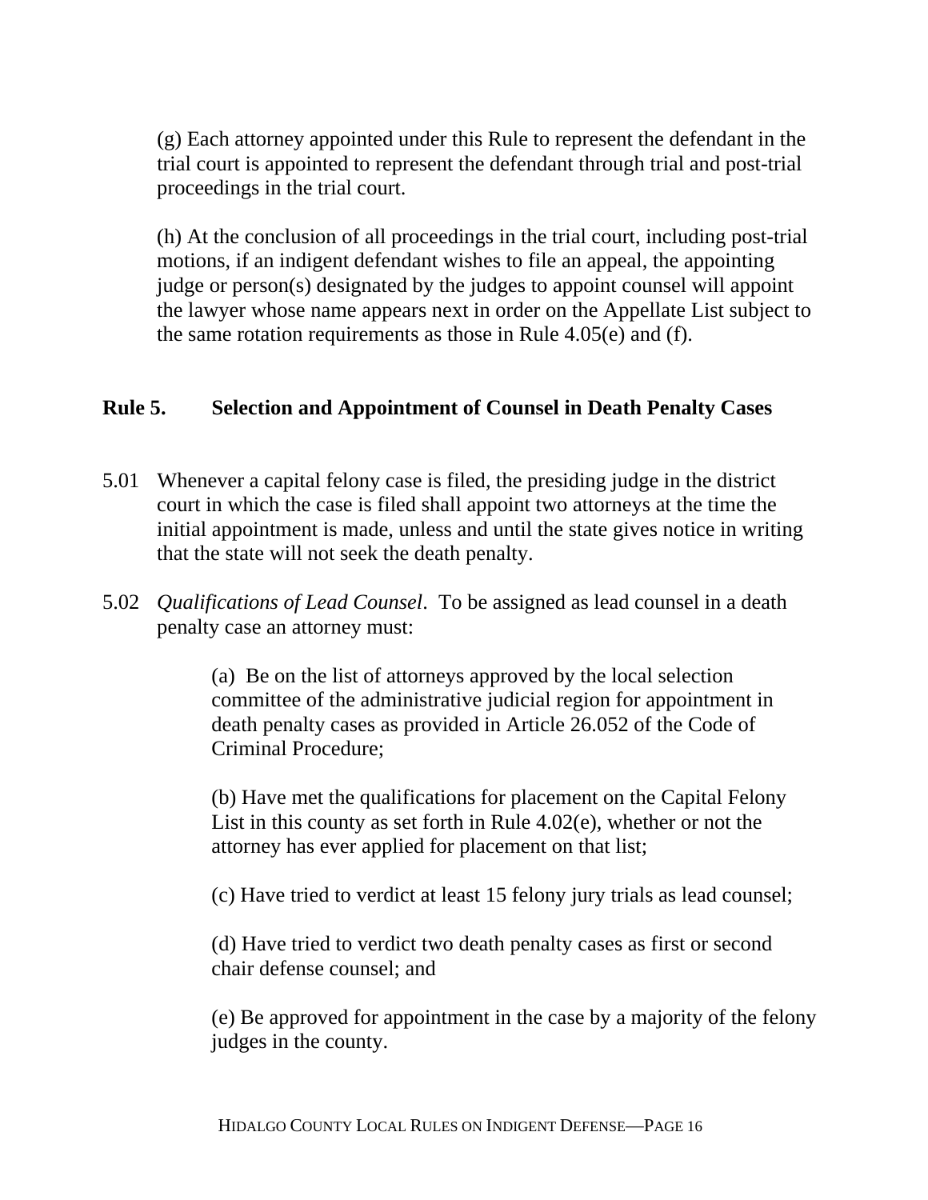(g) Each attorney appointed under this Rule to represent the defendant in the trial court is appointed to represent the defendant through trial and post-trial proceedings in the trial court.

(h) At the conclusion of all proceedings in the trial court, including post-trial motions, if an indigent defendant wishes to file an appeal, the appointing judge or person(s) designated by the judges to appoint counsel will appoint the lawyer whose name appears next in order on the Appellate List subject to the same rotation requirements as those in Rule 4.05(e) and (f).

## Rule 5. Selection and Appointment of Counsel in Death Penalty Cases

5.01 Whenever a capital felony case is filed, the presiding judge in the district court in which the case is filed shall appoint two attorneys at the time the initial appointment is made, unless and until the state gives notice in writing that the state will not seek the death penalty.

5.02 *Qualifications of Lead Counsel*. To be assigned as lead counsel in a death penalty case an attorney must:

(a) Be on the list of attorneys approved by the local selection committee of the administrative judicial region for appointment in death penalty cases as provided in Article 26.052 of the Code of Criminal Procedure;

(b) Have met the qualifications for placement on the Capital Felony List in this county as set forth in Rule 4.02(e), whether or not the attorney has ever applied for placement on that list;

(c) Have tried to verdict at least 15 felony jury trials as lead counsel;

(d) Have tried to verdict two death penalty cases as first or second chair defense counsel; and

(e) Be approved for appointment in the case by a majority of the felony judges in the county.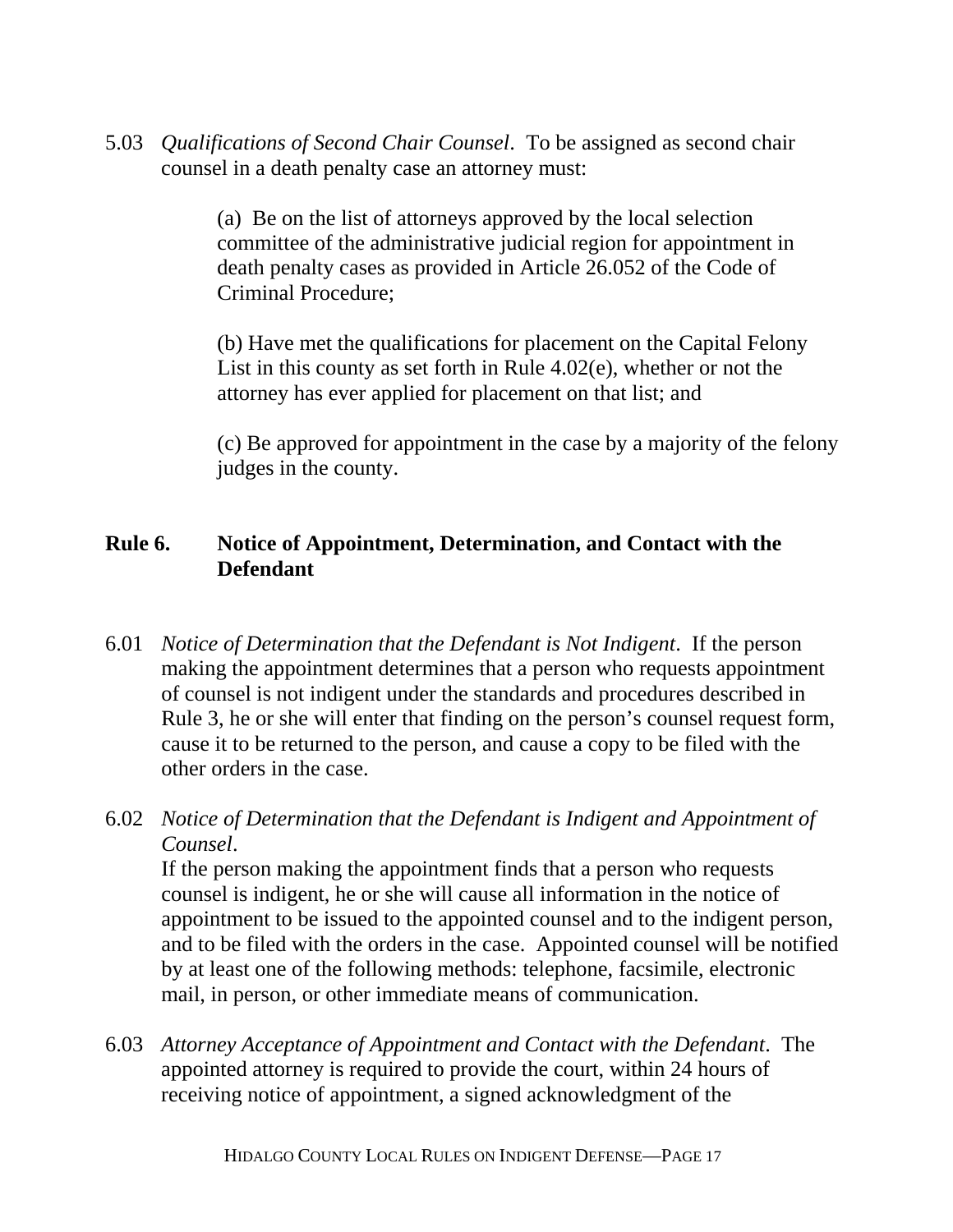5.03 *Qualifications of Second Chair Counsel*. To be assigned as second chair counsel in a death penalty case an attorney must:

> (a) Be on the list of attorneys approved by the local selection committee of the administrative judicial region for appointment in death penalty cases as provided in Article 26.052 of the Code of Criminal Procedure;
>
> (b) Have met the qualifications for placement on the Capital Felony List in this county as set forth in Rule 4.02(e), whether or not the attorney has ever applied for placement on that list; and
>
> (c) Be approved for appointment in the case by a majority of the felony judges in the county.

## Rule 6. Notice of Appointment, Determination, and Contact with the Defendant

6.01 *Notice of Determination that the Defendant is Not Indigent*. If the person making the appointment determines that a person who requests appointment of counsel is not indigent under the standards and procedures described in Rule 3, he or she will enter that finding on the person's counsel request form, cause it to be returned to the person, and cause a copy to be filed with the other orders in the case.

6.02 *Notice of Determination that the Defendant is Indigent and Appointment of Counsel*.
If the person making the appointment finds that a person who requests counsel is indigent, he or she will cause all information in the notice of appointment to be issued to the appointed counsel and to the indigent person, and to be filed with the orders in the case. Appointed counsel will be notified by at least one of the following methods: telephone, facsimile, electronic mail, in person, or other immediate means of communication.

6.03 *Attorney Acceptance of Appointment and Contact with the Defendant*. The appointed attorney is required to provide the court, within 24 hours of receiving notice of appointment, a signed acknowledgment of the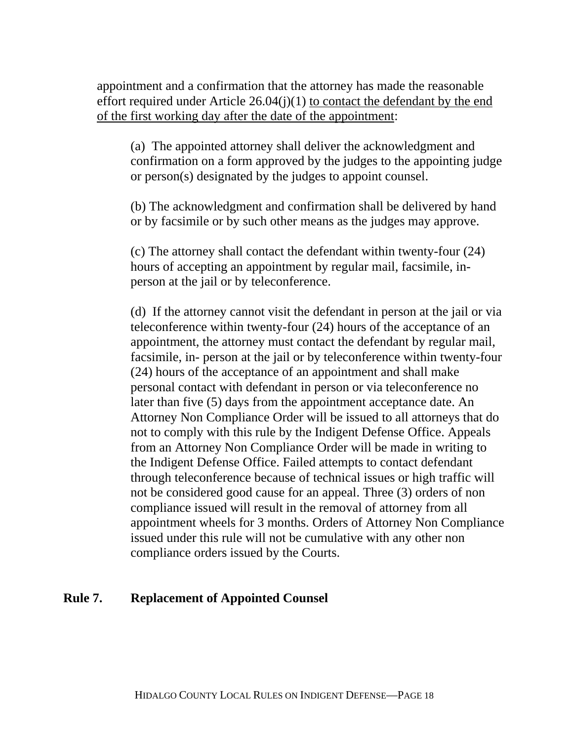appointment and a confirmation that the attorney has made the reasonable effort required under Article 26.04(j)(1) <u>to contact the defendant by the end of the first working day after the date of the appointment</u>:

(a) The appointed attorney shall deliver the acknowledgment and confirmation on a form approved by the judges to the appointing judge or person(s) designated by the judges to appoint counsel.

(b) The acknowledgment and confirmation shall be delivered by hand or by facsimile or by such other means as the judges may approve.

(c) The attorney shall contact the defendant within twenty-four (24) hours of accepting an appointment by regular mail, facsimile, in-person at the jail or by teleconference.

(d) If the attorney cannot visit the defendant in person at the jail or via teleconference within twenty-four (24) hours of the acceptance of an appointment, the attorney must contact the defendant by regular mail, facsimile, in- person at the jail or by teleconference within twenty-four (24) hours of the acceptance of an appointment and shall make personal contact with defendant in person or via teleconference no later than five (5) days from the appointment acceptance date. An Attorney Non Compliance Order will be issued to all attorneys that do not to comply with this rule by the Indigent Defense Office. Appeals from an Attorney Non Compliance Order will be made in writing to the Indigent Defense Office. Failed attempts to contact defendant through teleconference because of technical issues or high traffic will not be considered good cause for an appeal. Three (3) orders of non compliance issued will result in the removal of attorney from all appointment wheels for 3 months. Orders of Attorney Non Compliance issued under this rule will not be cumulative with any other non compliance orders issued by the Courts.

## Rule 7. Replacement of Appointed Counsel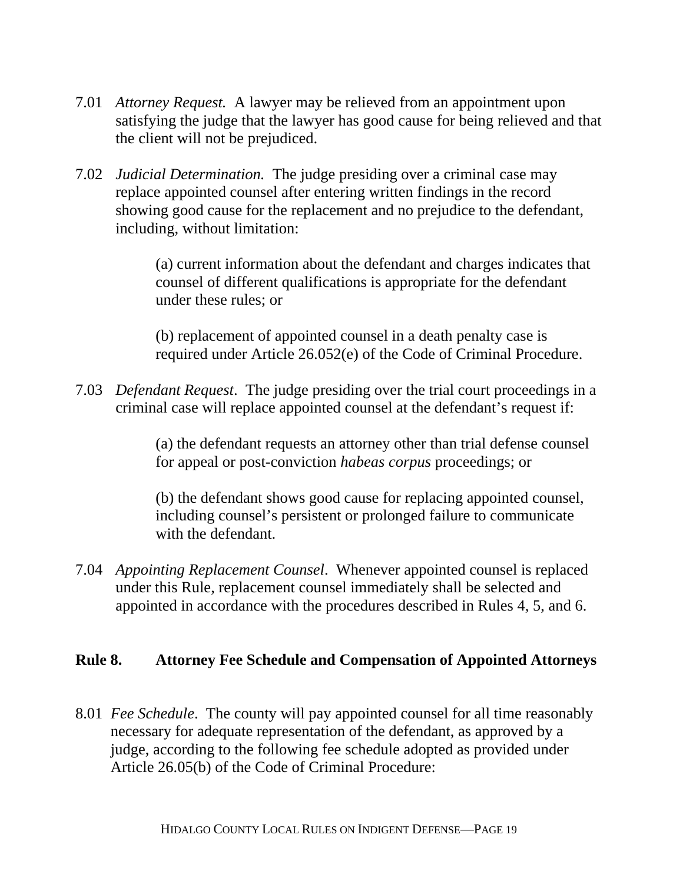7.01 *Attorney Request.* A lawyer may be relieved from an appointment upon satisfying the judge that the lawyer has good cause for being relieved and that the client will not be prejudiced.

7.02 *Judicial Determination.* The judge presiding over a criminal case may replace appointed counsel after entering written findings in the record showing good cause for the replacement and no prejudice to the defendant, including, without limitation:

> (a) current information about the defendant and charges indicates that counsel of different qualifications is appropriate for the defendant under these rules; or
>
> (b) replacement of appointed counsel in a death penalty case is required under Article 26.052(e) of the Code of Criminal Procedure.

7.03 *Defendant Request*. The judge presiding over the trial court proceedings in a criminal case will replace appointed counsel at the defendant's request if:

> (a) the defendant requests an attorney other than trial defense counsel for appeal or post-conviction *habeas corpus* proceedings; or
>
> (b) the defendant shows good cause for replacing appointed counsel, including counsel's persistent or prolonged failure to communicate with the defendant.

7.04 *Appointing Replacement Counsel*. Whenever appointed counsel is replaced under this Rule, replacement counsel immediately shall be selected and appointed in accordance with the procedures described in Rules 4, 5, and 6.

## Rule 8. Attorney Fee Schedule and Compensation of Appointed Attorneys

8.01 *Fee Schedule*. The county will pay appointed counsel for all time reasonably necessary for adequate representation of the defendant, as approved by a judge, according to the following fee schedule adopted as provided under Article 26.05(b) of the Code of Criminal Procedure: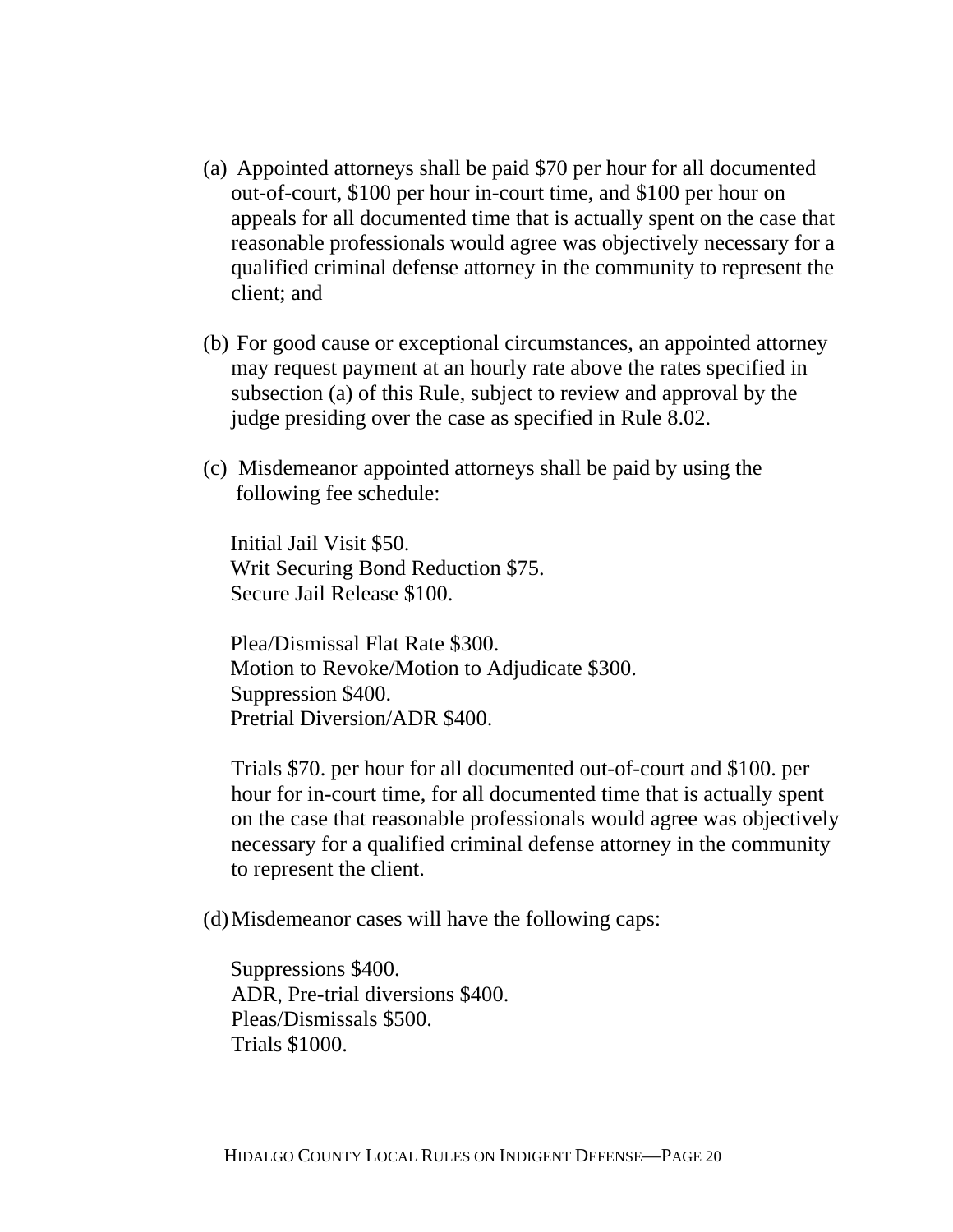(a) Appointed attorneys shall be paid $70 per hour for all documented out-of-court, $100 per hour in-court time, and $100 per hour on appeals for all documented time that is actually spent on the case that reasonable professionals would agree was objectively necessary for a qualified criminal defense attorney in the community to represent the client; and

(b) For good cause or exceptional circumstances, an appointed attorney may request payment at an hourly rate above the rates specified in subsection (a) of this Rule, subject to review and approval by the judge presiding over the case as specified in Rule 8.02.

(c) Misdemeanor appointed attorneys shall be paid by using the following fee schedule:

Initial Jail Visit $50.
Writ Securing Bond Reduction $75.
Secure Jail Release $100.

Plea/Dismissal Flat Rate $300.
Motion to Revoke/Motion to Adjudicate $300.
Suppression $400.
Pretrial Diversion/ADR $400.

Trials $70. per hour for all documented out-of-court and $100. per hour for in-court time, for all documented time that is actually spent on the case that reasonable professionals would agree was objectively necessary for a qualified criminal defense attorney in the community to represent the client.

(d) Misdemeanor cases will have the following caps:

Suppressions $400.
ADR, Pre-trial diversions $400.
Pleas/Dismissals $500.
Trials $1000.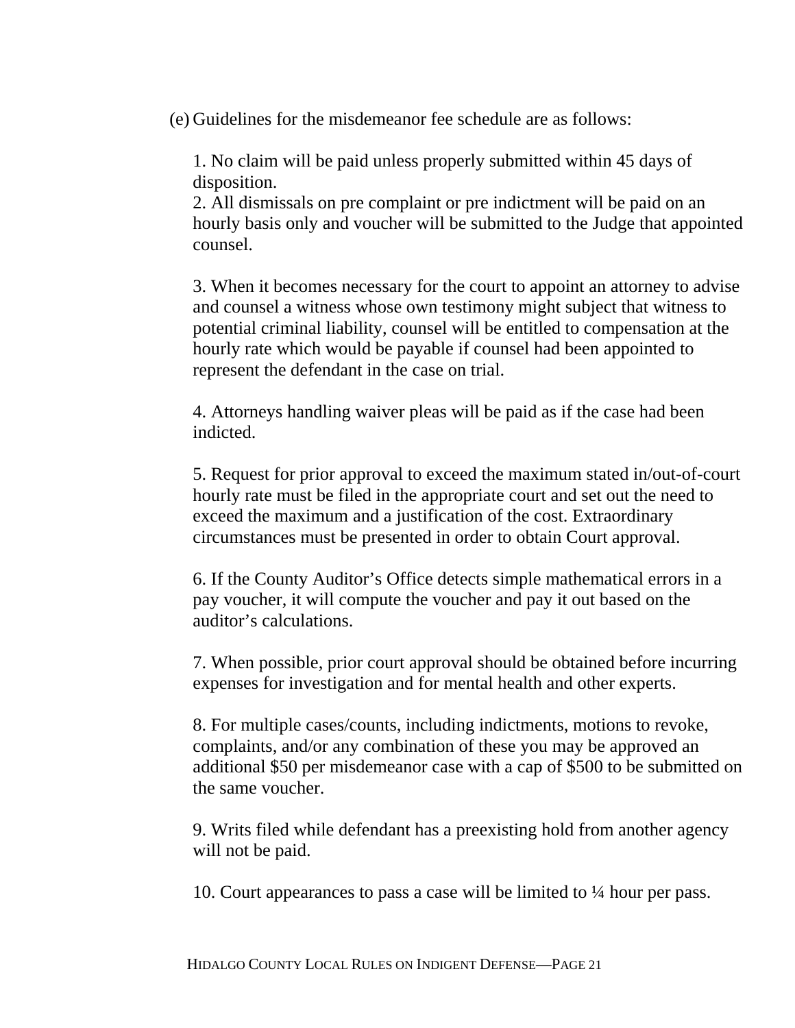(e) Guidelines for the misdemeanor fee schedule are as follows:

1. No claim will be paid unless properly submitted within 45 days of disposition.
2. All dismissals on pre complaint or pre indictment will be paid on an hourly basis only and voucher will be submitted to the Judge that appointed counsel.

3. When it becomes necessary for the court to appoint an attorney to advise and counsel a witness whose own testimony might subject that witness to potential criminal liability, counsel will be entitled to compensation at the hourly rate which would be payable if counsel had been appointed to represent the defendant in the case on trial.

4. Attorneys handling waiver pleas will be paid as if the case had been indicted.

5. Request for prior approval to exceed the maximum stated in/out-of-court hourly rate must be filed in the appropriate court and set out the need to exceed the maximum and a justification of the cost. Extraordinary circumstances must be presented in order to obtain Court approval.

6. If the County Auditor's Office detects simple mathematical errors in a pay voucher, it will compute the voucher and pay it out based on the auditor's calculations.

7. When possible, prior court approval should be obtained before incurring expenses for investigation and for mental health and other experts.

8. For multiple cases/counts, including indictments, motions to revoke, complaints, and/or any combination of these you may be approved an additional $50 per misdemeanor case with a cap of $500 to be submitted on the same voucher.

9. Writs filed while defendant has a preexisting hold from another agency will not be paid.

10. Court appearances to pass a case will be limited to ¼ hour per pass.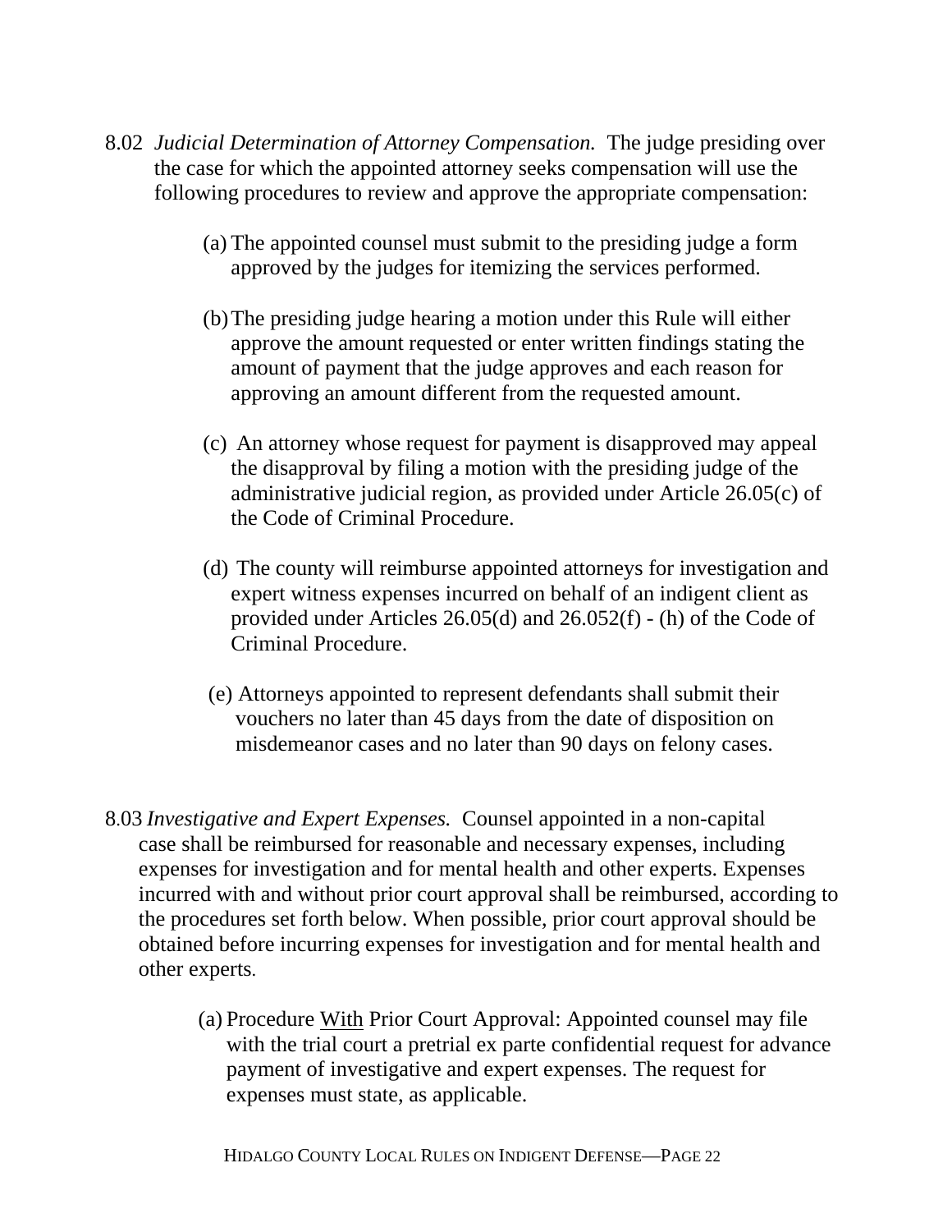8.02 *Judicial Determination of Attorney Compensation.* The judge presiding over the case for which the appointed attorney seeks compensation will use the following procedures to review and approve the appropriate compensation:

(a) The appointed counsel must submit to the presiding judge a form approved by the judges for itemizing the services performed.

(b) The presiding judge hearing a motion under this Rule will either approve the amount requested or enter written findings stating the amount of payment that the judge approves and each reason for approving an amount different from the requested amount.

(c) An attorney whose request for payment is disapproved may appeal the disapproval by filing a motion with the presiding judge of the administrative judicial region, as provided under Article 26.05(c) of the Code of Criminal Procedure.

(d) The county will reimburse appointed attorneys for investigation and expert witness expenses incurred on behalf of an indigent client as provided under Articles 26.05(d) and 26.052(f) - (h) of the Code of Criminal Procedure.

(e) Attorneys appointed to represent defendants shall submit their vouchers no later than 45 days from the date of disposition on misdemeanor cases and no later than 90 days on felony cases.

8.03 *Investigative and Expert Expenses.* Counsel appointed in a non-capital case shall be reimbursed for reasonable and necessary expenses, including expenses for investigation and for mental health and other experts. Expenses incurred with and without prior court approval shall be reimbursed, according to the procedures set forth below. When possible, prior court approval should be obtained before incurring expenses for investigation and for mental health and other experts.

(a) Procedure <u>With</u> Prior Court Approval: Appointed counsel may file with the trial court a pretrial ex parte confidential request for advance payment of investigative and expert expenses. The request for expenses must state, as applicable.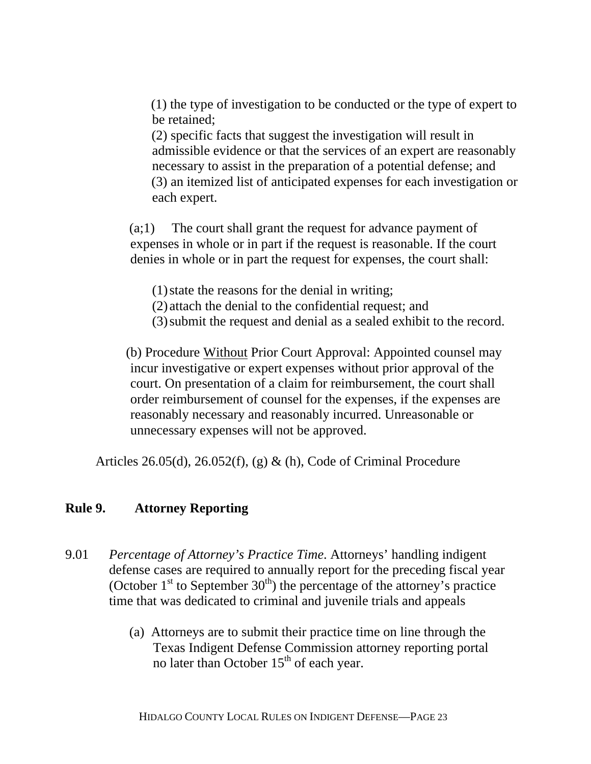(1) the type of investigation to be conducted or the type of expert to be retained;
(2) specific facts that suggest the investigation will result in admissible evidence or that the services of an expert are reasonably necessary to assist in the preparation of a potential defense; and
(3) an itemized list of anticipated expenses for each investigation or each expert.

(a;1) The court shall grant the request for advance payment of expenses in whole or in part if the request is reasonable. If the court denies in whole or in part the request for expenses, the court shall:

(1) state the reasons for the denial in writing;
(2) attach the denial to the confidential request; and
(3) submit the request and denial as a sealed exhibit to the record.

(b) Procedure Without Prior Court Approval: Appointed counsel may incur investigative or expert expenses without prior approval of the court. On presentation of a claim for reimbursement, the court shall order reimbursement of counsel for the expenses, if the expenses are reasonably necessary and reasonably incurred. Unreasonable or unnecessary expenses will not be approved.

Articles 26.05(d), 26.052(f), (g) & (h), Code of Criminal Procedure

## Rule 9. Attorney Reporting

9.01 *Percentage of Attorney's Practice Time*. Attorneys' handling indigent defense cases are required to annually report for the preceding fiscal year (October 1st to September 30th) the percentage of the attorney's practice time that was dedicated to criminal and juvenile trials and appeals

(a) Attorneys are to submit their practice time on line through the Texas Indigent Defense Commission attorney reporting portal no later than October 15th of each year.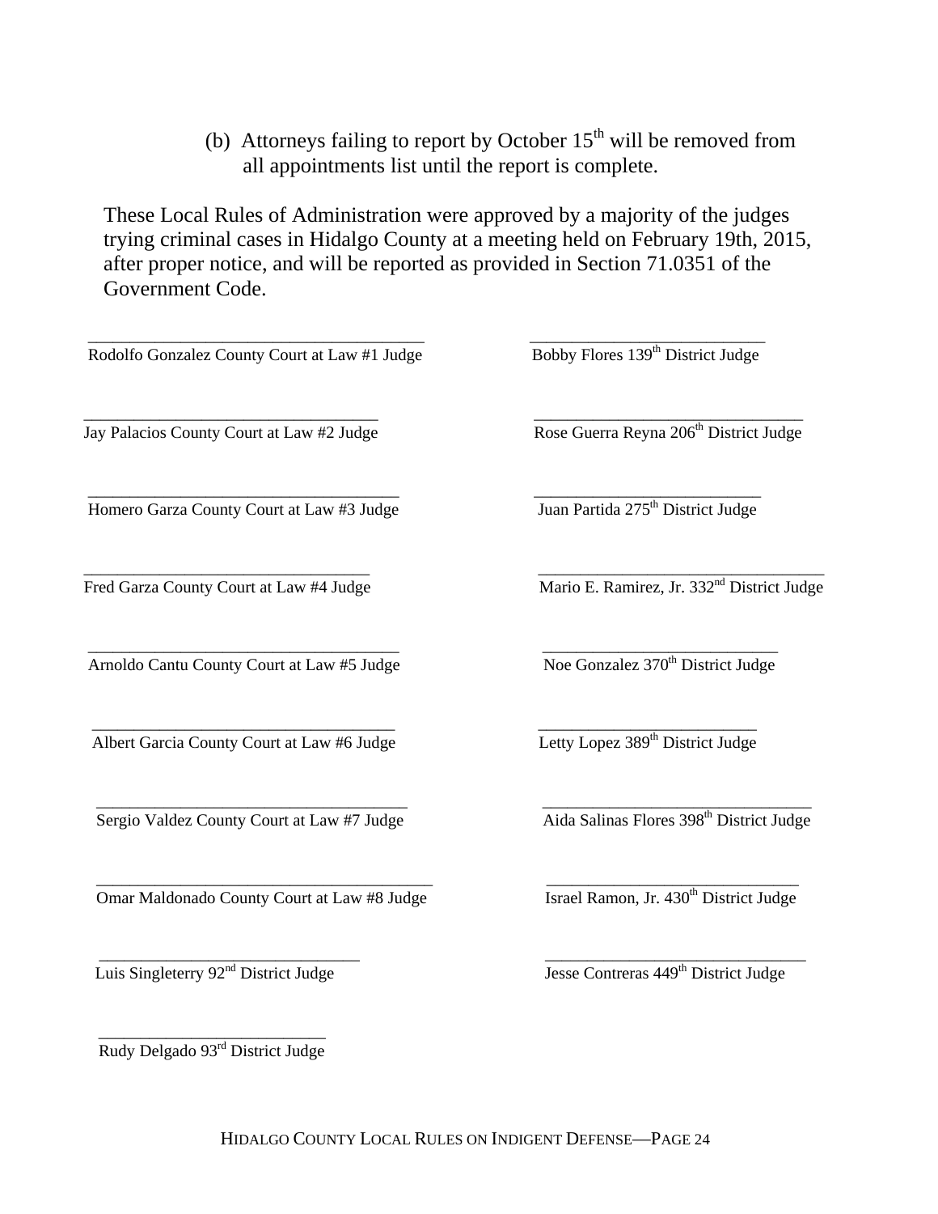(b) Attorneys failing to report by October 15th will be removed from all appointments list until the report is complete.

These Local Rules of Administration were approved by a majority of the judges trying criminal cases in Hidalgo County at a meeting held on February 19th, 2015, after proper notice, and will be reported as provided in Section 71.0351 of the Government Code.

| | |
|---|---|
| \_\_\_\_\_\_\_\_\_\_\_\_\_\_\_\_\_\_\_\_\_\_\_\_\_\_\_\_\_\_<br>Rodolfo Gonzalez County Court at Law #1 Judge | \_\_\_\_\_\_\_\_\_\_\_\_\_\_\_\_\_\_\_\_\_\_\_\_\_\_\_\_\_\_<br>Bobby Flores 139th District Judge |
| \_\_\_\_\_\_\_\_\_\_\_\_\_\_\_\_\_\_\_\_\_\_\_\_\_\_\_\_\_\_<br>Jay Palacios County Court at Law #2 Judge | \_\_\_\_\_\_\_\_\_\_\_\_\_\_\_\_\_\_\_\_\_\_\_\_\_\_\_\_\_\_<br>Rose Guerra Reyna 206th District Judge |
| \_\_\_\_\_\_\_\_\_\_\_\_\_\_\_\_\_\_\_\_\_\_\_\_\_\_\_\_\_\_<br>Homero Garza County Court at Law #3 Judge | \_\_\_\_\_\_\_\_\_\_\_\_\_\_\_\_\_\_\_\_\_\_\_\_\_\_\_\_\_\_<br>Juan Partida 275th District Judge |
| \_\_\_\_\_\_\_\_\_\_\_\_\_\_\_\_\_\_\_\_\_\_\_\_\_\_\_\_\_\_<br>Fred Garza County Court at Law #4 Judge | \_\_\_\_\_\_\_\_\_\_\_\_\_\_\_\_\_\_\_\_\_\_\_\_\_\_\_\_\_\_<br>Mario E. Ramirez, Jr. 332nd District Judge |
| \_\_\_\_\_\_\_\_\_\_\_\_\_\_\_\_\_\_\_\_\_\_\_\_\_\_\_\_\_\_<br>Arnoldo Cantu County Court at Law #5 Judge | \_\_\_\_\_\_\_\_\_\_\_\_\_\_\_\_\_\_\_\_\_\_\_\_\_\_\_\_\_\_<br>Noe Gonzalez 370th District Judge |
| \_\_\_\_\_\_\_\_\_\_\_\_\_\_\_\_\_\_\_\_\_\_\_\_\_\_\_\_\_\_<br>Albert Garcia County Court at Law #6 Judge | \_\_\_\_\_\_\_\_\_\_\_\_\_\_\_\_\_\_\_\_\_\_\_\_\_\_\_\_\_\_<br>Letty Lopez 389th District Judge |
| \_\_\_\_\_\_\_\_\_\_\_\_\_\_\_\_\_\_\_\_\_\_\_\_\_\_\_\_\_\_<br>Sergio Valdez County Court at Law #7 Judge | \_\_\_\_\_\_\_\_\_\_\_\_\_\_\_\_\_\_\_\_\_\_\_\_\_\_\_\_\_\_<br>Aida Salinas Flores 398th District Judge |
| \_\_\_\_\_\_\_\_\_\_\_\_\_\_\_\_\_\_\_\_\_\_\_\_\_\_\_\_\_\_<br>Omar Maldonado County Court at Law #8 Judge | \_\_\_\_\_\_\_\_\_\_\_\_\_\_\_\_\_\_\_\_\_\_\_\_\_\_\_\_\_\_<br>Israel Ramon, Jr. 430th District Judge |
| \_\_\_\_\_\_\_\_\_\_\_\_\_\_\_\_\_\_\_\_\_\_\_\_\_\_\_\_\_\_<br>Luis Singleterry 92nd District Judge | \_\_\_\_\_\_\_\_\_\_\_\_\_\_\_\_\_\_\_\_\_\_\_\_\_\_\_\_\_\_<br>Jesse Contreras 449th District Judge |
| \_\_\_\_\_\_\_\_\_\_\_\_\_\_\_\_\_\_\_\_\_\_\_\_\_\_\_\_\_\_<br>Rudy Delgado 93rd District Judge | |